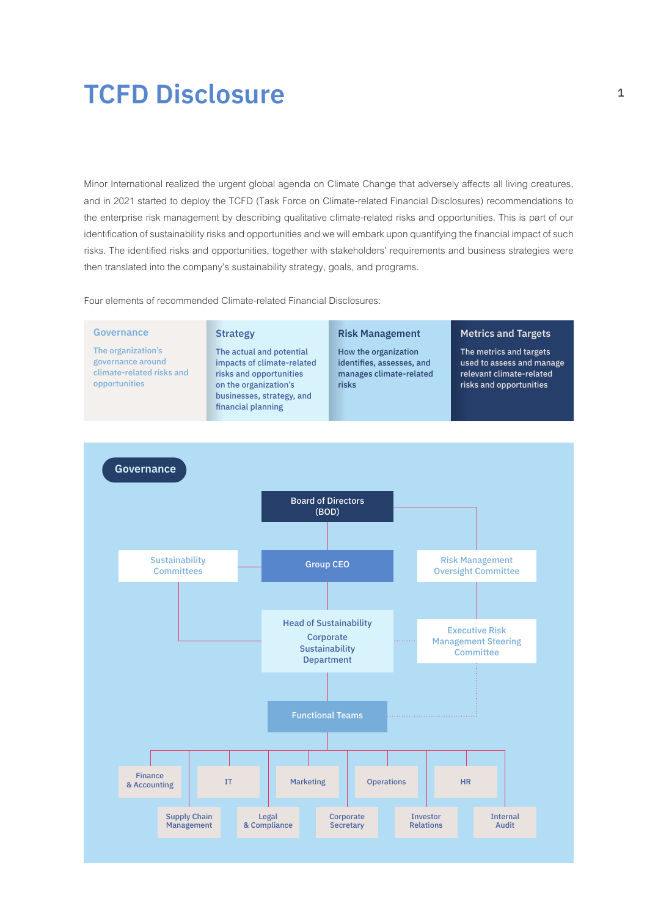# TCFD Disclosure

Minor International realized the urgent global agenda on Climate Change that adversely affects all living creatures, and in 2021 started to deploy the TCFD (Task Force on Climate-related Financial Disclosures) recommendations to the enterprise risk management by describing qualitative climate-related risks and opportunities. This is part of our identification of sustainability risks and opportunities and we will embark upon quantifying the financial impact of such risks. The identified risks and opportunities, together with stakeholders' requirements and business strategies were then translated into the company's sustainability strategy, goals, and programs.

Four elements of recommended Climate-related Financial Disclosures:

| Governance | Strategy | Risk Management | Metrics and Targets |
|---|---|---|---|
| The organization's governance around climate-related risks and opportunities | The actual and potential impacts of climate-related risks and opportunities on the organization's businesses, strategy, and financial planning | How the organization identifies, assesses, and manages climate-related risks | The metrics and targets used to assess and manage relevant climate-related risks and opportunities |

## Governance

Board of Directors (BOD)

Group CEO

Sustainability Committees

Risk Management Oversight Committee

Head of Sustainability Corporate Sustainability Department

Executive Risk Management Steering Committee

Functional Teams

Finance & Accounting

IT

Marketing

Operations

HR

Supply Chain Management

Legal & Compliance

Corporate Secretary

Investor Relations

Internal Audit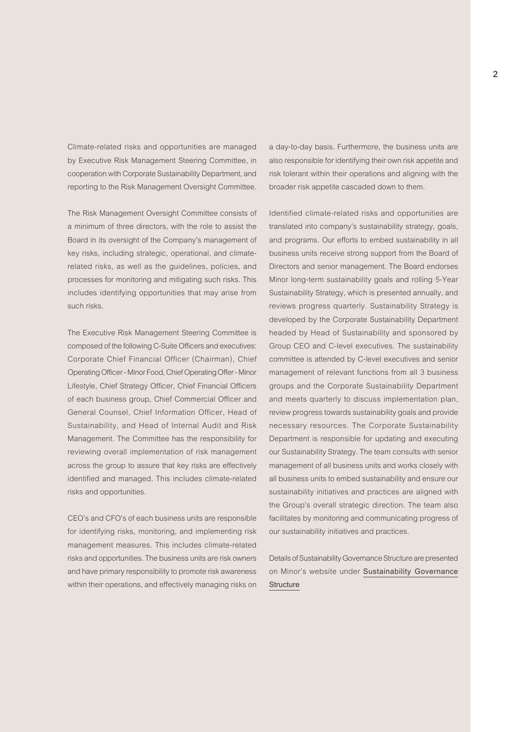Climate-related risks and opportunities are managed by Executive Risk Management Steering Committee, in cooperation with Corporate Sustainability Department, and reporting to the Risk Management Oversight Committee.

The Risk Management Oversight Committee consists of a minimum of three directors, with the role to assist the Board in its oversight of the Company's management of key risks, including strategic, operational, and climate-related risks, as well as the guidelines, policies, and processes for monitoring and mitigating such risks. This includes identifying opportunities that may arise from such risks.

The Executive Risk Management Steering Committee is composed of the following C-Suite Officers and executives: Corporate Chief Financial Officer (Chairman), Chief Operating Officer - Minor Food, Chief Operating Offer - Minor Lifestyle, Chief Strategy Officer, Chief Financial Officers of each business group, Chief Commercial Officer and General Counsel, Chief Information Officer, Head of Sustainability, and Head of Internal Audit and Risk Management. The Committee has the responsibility for reviewing overall implementation of risk management across the group to assure that key risks are effectively identified and managed. This includes climate-related risks and opportunities.

CEO's and CFO's of each business units are responsible for identifying risks, monitoring, and implementing risk management measures. This includes climate-related risks and opportunities. The business units are risk owners and have primary responsibility to promote risk awareness within their operations, and effectively managing risks on a day-to-day basis. Furthermore, the business units are also responsible for identifying their own risk appetite and risk tolerant within their operations and aligning with the broader risk appetite cascaded down to them.

Identified climate-related risks and opportunities are translated into company's sustainability strategy, goals, and programs. Our efforts to embed sustainability in all business units receive strong support from the Board of Directors and senior management. The Board endorses Minor long-term sustainability goals and rolling 5-Year Sustainability Strategy, which is presented annually, and reviews progress quarterly. Sustainability Strategy is developed by the Corporate Sustainability Department headed by Head of Sustainability and sponsored by Group CEO and C-level executives. The sustainability committee is attended by C-level executives and senior management of relevant functions from all 3 business groups and the Corporate Sustainability Department and meets quarterly to discuss implementation plan, review progress towards sustainability goals and provide necessary resources. The Corporate Sustainability Department is responsible for updating and executing our Sustainability Strategy. The team consults with senior management of all business units and works closely with all business units to embed sustainability and ensure our sustainability initiatives and practices are aligned with the Group's overall strategic direction. The team also facilitates by monitoring and communicating progress of our sustainability initiatives and practices.

Details of Sustainability Governance Structure are presented on Minor's website under Sustainability Governance Structure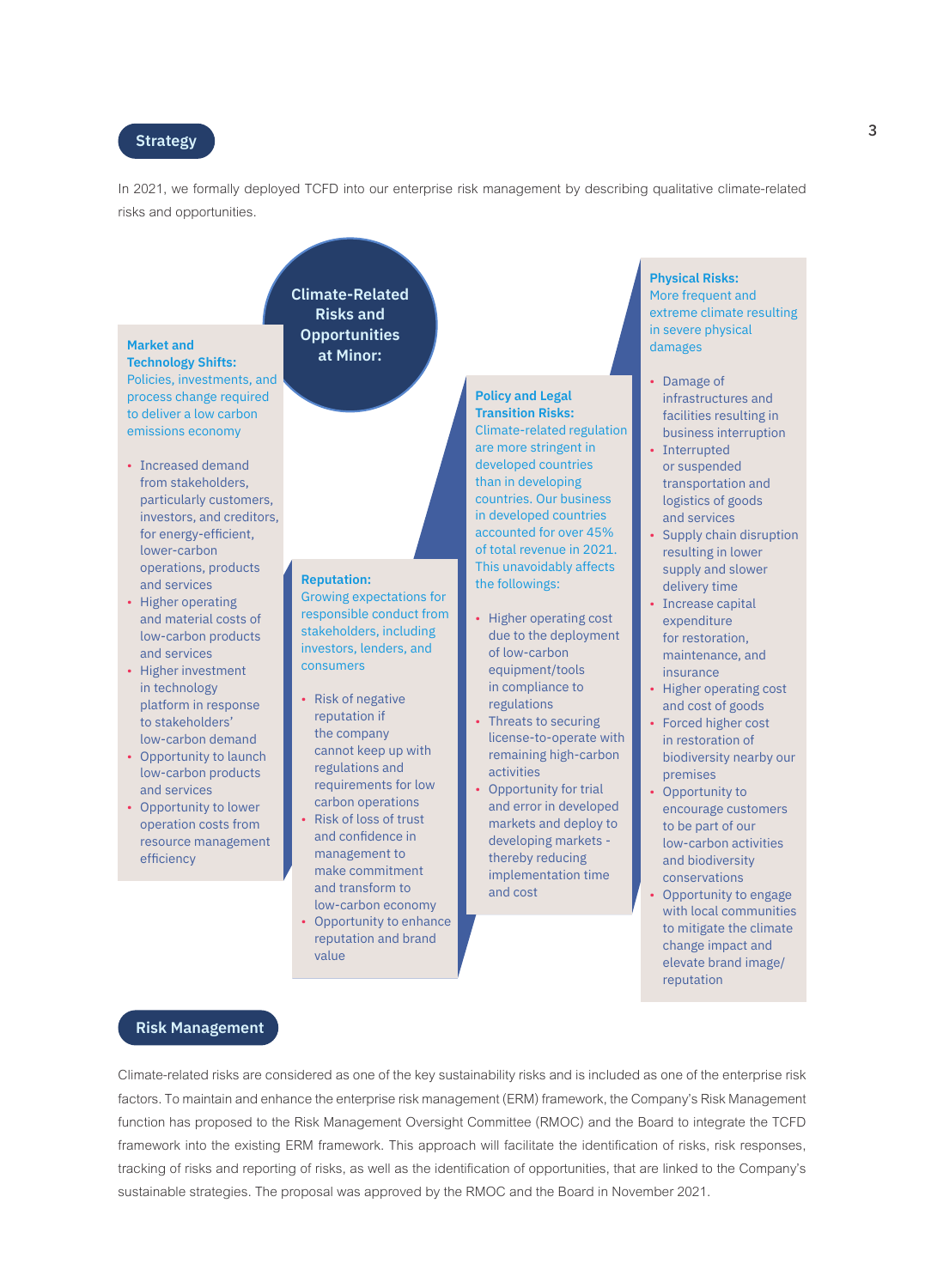## Strategy

In 2021, we formally deployed TCFD into our enterprise risk management by describing qualitative climate-related risks and opportunities.

### Climate-Related Risks and Opportunities at Minor:

**Market and Technology Shifts:**
Policies, investments, and process change required to deliver a low carbon emissions economy

- Increased demand from stakeholders, particularly customers, investors, and creditors, for energy-efficient, lower-carbon operations, products and services
- Higher operating and material costs of low-carbon products and services
- Higher investment in technology platform in response to stakeholders' low-carbon demand
- Opportunity to launch low-carbon products and services
- Opportunity to lower operation costs from resource management efficiency

**Reputation:**
Growing expectations for responsible conduct from stakeholders, including investors, lenders, and consumers

- Risk of negative reputation if the company cannot keep up with regulations and requirements for low carbon operations
- Risk of loss of trust and confidence in management to make commitment and transform to low-carbon economy
- Opportunity to enhance reputation and brand value

**Policy and Legal Transition Risks:**
Climate-related regulation are more stringent in developed countries than in developing countries. Our business in developed countries accounted for over 45% of total revenue in 2021. This unavoidably affects the followings:

- Higher operating cost due to the deployment of low-carbon equipment/tools in compliance to regulations
- Threats to securing license-to-operate with remaining high-carbon activities
- Opportunity for trial and error in developed markets and deploy to developing markets - thereby reducing implementation time and cost

**Physical Risks:**
More frequent and extreme climate resulting in severe physical damages

- Damage of infrastructures and facilities resulting in business interruption
- Interrupted or suspended transportation and logistics of goods and services
- Supply chain disruption resulting in lower supply and slower delivery time
- Increase capital expenditure for restoration, maintenance, and insurance
- Higher operating cost and cost of goods
- Forced higher cost in restoration of biodiversity nearby our premises
- Opportunity to encourage customers to be part of our low-carbon activities and biodiversity conservations
- Opportunity to engage with local communities to mitigate the climate change impact and elevate brand image/ reputation

## Risk Management

Climate-related risks are considered as one of the key sustainability risks and is included as one of the enterprise risk factors. To maintain and enhance the enterprise risk management (ERM) framework, the Company's Risk Management function has proposed to the Risk Management Oversight Committee (RMOC) and the Board to integrate the TCFD framework into the existing ERM framework. This approach will facilitate the identification of risks, risk responses, tracking of risks and reporting of risks, as well as the identification of opportunities, that are linked to the Company's sustainable strategies. The proposal was approved by the RMOC and the Board in November 2021.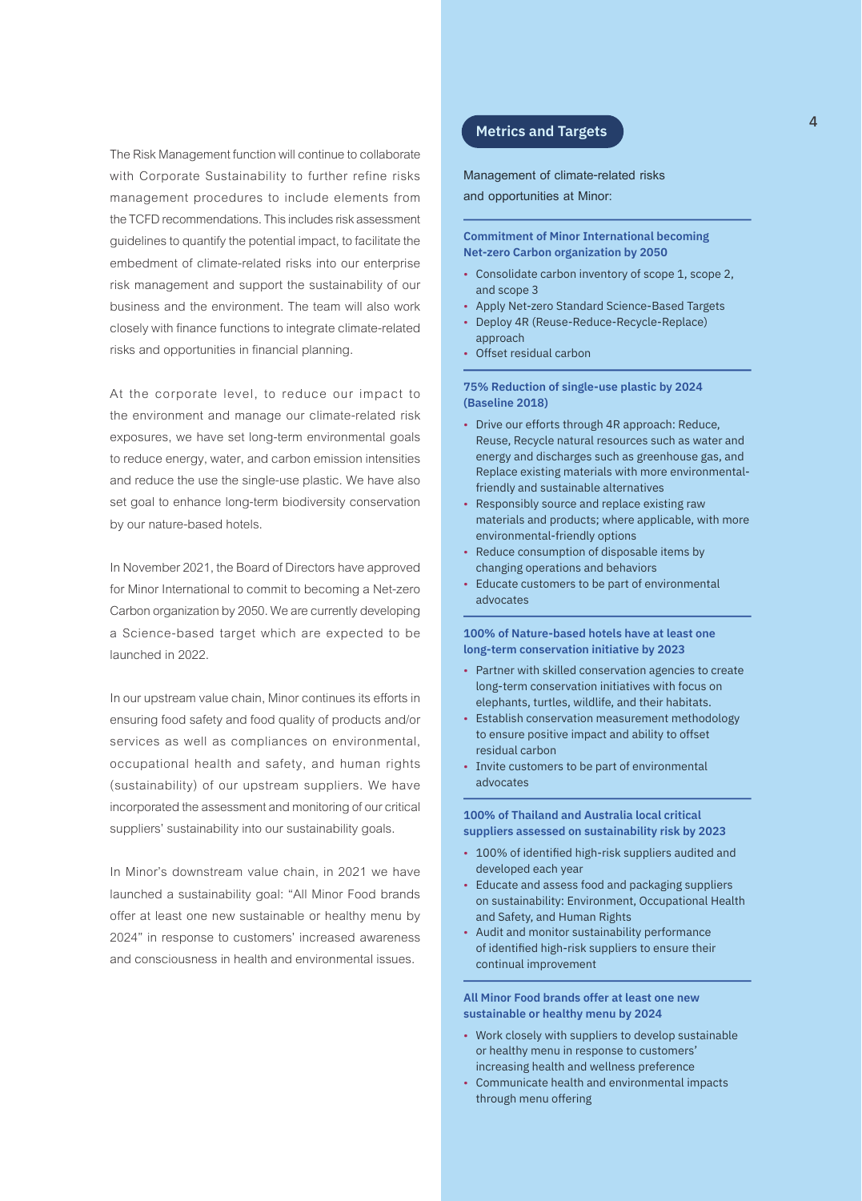The Risk Management function will continue to collaborate with Corporate Sustainability to further refine risks management procedures to include elements from the TCFD recommendations. This includes risk assessment guidelines to quantify the potential impact, to facilitate the embedment of climate-related risks into our enterprise risk management and support the sustainability of our business and the environment. The team will also work closely with finance functions to integrate climate-related risks and opportunities in financial planning.

At the corporate level, to reduce our impact to the environment and manage our climate-related risk exposures, we have set long-term environmental goals to reduce energy, water, and carbon emission intensities and reduce the use the single-use plastic. We have also set goal to enhance long-term biodiversity conservation by our nature-based hotels.

In November 2021, the Board of Directors have approved for Minor International to commit to becoming a Net-zero Carbon organization by 2050. We are currently developing a Science-based target which are expected to be launched in 2022.

In our upstream value chain, Minor continues its efforts in ensuring food safety and food quality of products and/or services as well as compliances on environmental, occupational health and safety, and human rights (sustainability) of our upstream suppliers. We have incorporated the assessment and monitoring of our critical suppliers' sustainability into our sustainability goals.

In Minor's downstream value chain, in 2021 we have launched a sustainability goal: "All Minor Food brands offer at least one new sustainable or healthy menu by 2024" in response to customers' increased awareness and consciousness in health and environmental issues.

## Metrics and Targets

Management of climate-related risks and opportunities at Minor:

### Commitment of Minor International becoming Net-zero Carbon organization by 2050

- Consolidate carbon inventory of scope 1, scope 2, and scope 3
- Apply Net-zero Standard Science-Based Targets
- Deploy 4R (Reuse-Reduce-Recycle-Replace) approach
- Offset residual carbon

### 75% Reduction of single-use plastic by 2024 (Baseline 2018)

- Drive our efforts through 4R approach: Reduce, Reuse, Recycle natural resources such as water and energy and discharges such as greenhouse gas, and Replace existing materials with more environmental-friendly and sustainable alternatives
- Responsibly source and replace existing raw materials and products; where applicable, with more environmental-friendly options
- Reduce consumption of disposable items by changing operations and behaviors
- Educate customers to be part of environmental advocates

### 100% of Nature-based hotels have at least one long-term conservation initiative by 2023

- Partner with skilled conservation agencies to create long-term conservation initiatives with focus on elephants, turtles, wildlife, and their habitats.
- Establish conservation measurement methodology to ensure positive impact and ability to offset residual carbon
- Invite customers to be part of environmental advocates

### 100% of Thailand and Australia local critical suppliers assessed on sustainability risk by 2023

- 100% of identified high-risk suppliers audited and developed each year
- Educate and assess food and packaging suppliers on sustainability: Environment, Occupational Health and Safety, and Human Rights
- Audit and monitor sustainability performance of identified high-risk suppliers to ensure their continual improvement

### All Minor Food brands offer at least one new sustainable or healthy menu by 2024

- Work closely with suppliers to develop sustainable or healthy menu in response to customers' increasing health and wellness preference
- Communicate health and environmental impacts through menu offering